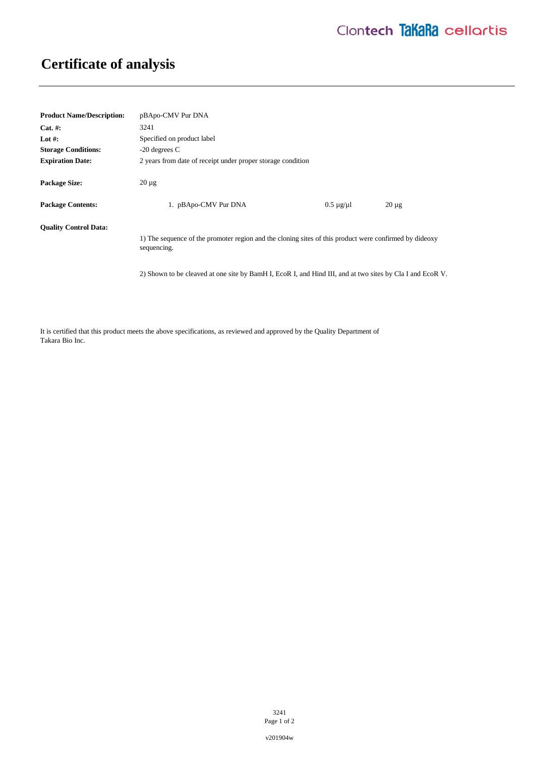# Certificate of analysis

**Product Name/Description:** pBApo-CMV Pur DNA

**Cat. #:** 3241

**Lot #:** Specified on product label

**Storage Conditions:** -20 degrees C

**Expiration Date:** 2 years from date of receipt under proper storage condition

**Package Size:** 20 µg

**Package Contents:**

| | | |
|---|---|---|
| 1. pBApo-CMV Pur DNA | 0.5 µg/µl | 20 µg |

**Quality Control Data:**

1) The sequence of the promoter region and the cloning sites of this product were confirmed by dideoxy sequencing.

2) Shown to be cleaved at one site by BamH I, EcoR I, and Hind III, and at two sites by Cla I and EcoR V.

It is certified that this product meets the above specifications, as reviewed and approved by the Quality Department of Takara Bio Inc.

v201904w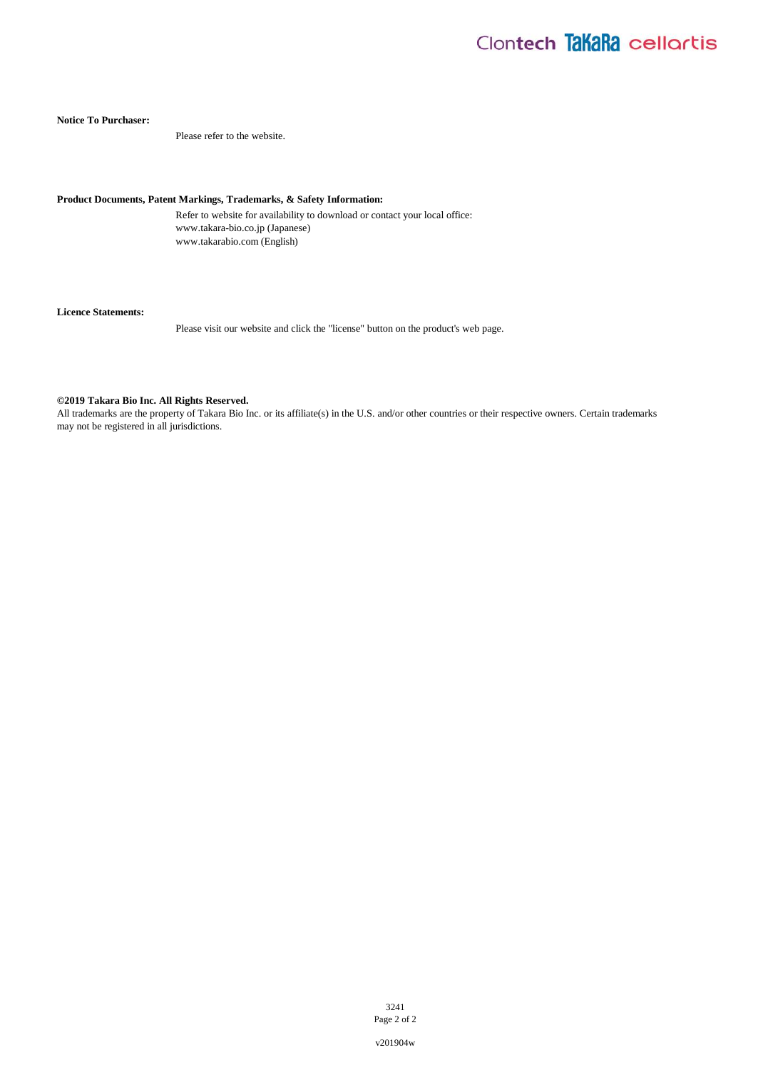**Notice To Purchaser:**

Please refer to the website.

**Product Documents, Patent Markings, Trademarks, & Safety Information:**

Refer to website for availability to download or contact your local office:
www.takara-bio.co.jp (Japanese)
www.takarabio.com (English)

**Licence Statements:**

Please visit our website and click the "license" button on the product's web page.

**©2019 Takara Bio Inc. All Rights Reserved.**
All trademarks are the property of Takara Bio Inc. or its affiliate(s) in the U.S. and/or other countries or their respective owners. Certain trademarks may not be registered in all jurisdictions.

3241

v201904w